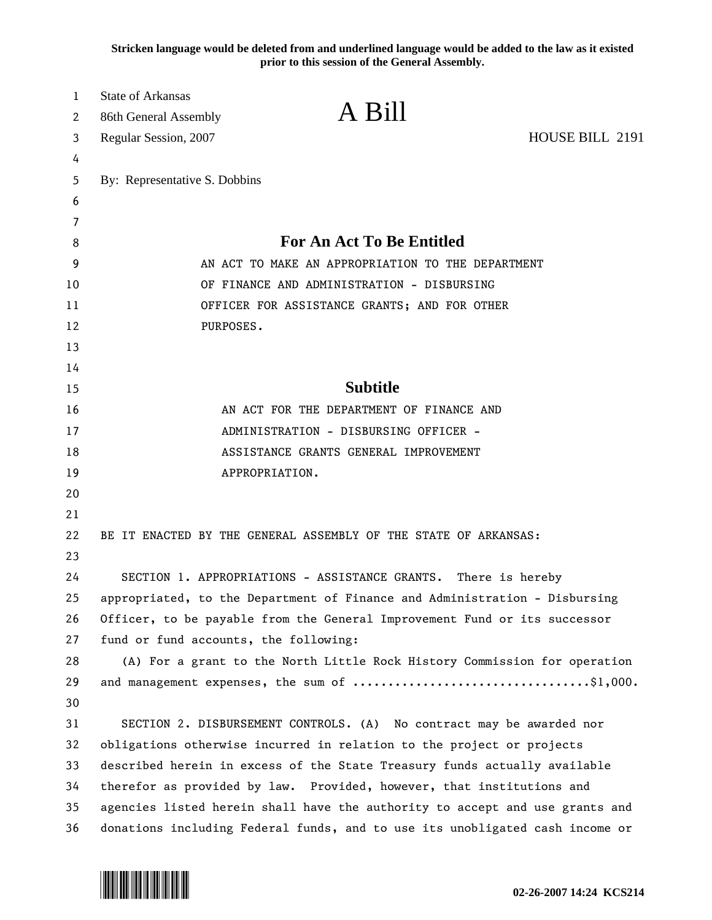**Stricken language would be deleted from and underlined language would be added to the law as it existed prior to this session of the General Assembly.**

State of Arkansas
86th General Assembly
Regular Session, 2007

# A Bill

HOUSE BILL 2191

By: Representative S. Dobbins

## For An Act To Be Entitled

AN ACT TO MAKE AN APPROPRIATION TO THE DEPARTMENT OF FINANCE AND ADMINISTRATION - DISBURSING OFFICER FOR ASSISTANCE GRANTS; AND FOR OTHER PURPOSES.

## Subtitle

AN ACT FOR THE DEPARTMENT OF FINANCE AND ADMINISTRATION - DISBURSING OFFICER - ASSISTANCE GRANTS GENERAL IMPROVEMENT APPROPRIATION.

BE IT ENACTED BY THE GENERAL ASSEMBLY OF THE STATE OF ARKANSAS:

SECTION 1. APPROPRIATIONS - ASSISTANCE GRANTS. There is hereby appropriated, to the Department of Finance and Administration - Disbursing Officer, to be payable from the General Improvement Fund or its successor fund or fund accounts, the following:

(A) For a grant to the North Little Rock History Commission for operation and management expenses, the sum of ..................................$1,000.

SECTION 2. DISBURSEMENT CONTROLS. (A) No contract may be awarded nor obligations otherwise incurred in relation to the project or projects described herein in excess of the State Treasury funds actually available therefor as provided by law. Provided, however, that institutions and agencies listed herein shall have the authority to accept and use grants and donations including Federal funds, and to use its unobligated cash income or

02-26-2007 14:24 KCS214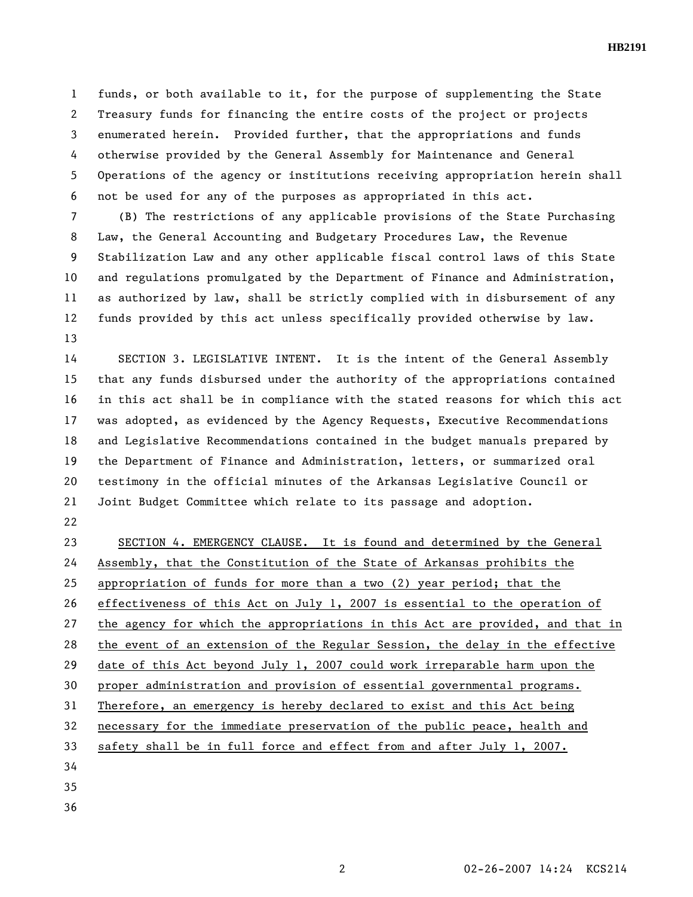funds, or both available to it, for the purpose of supplementing the State Treasury funds for financing the entire costs of the project or projects enumerated herein. Provided further, that the appropriations and funds otherwise provided by the General Assembly for Maintenance and General Operations of the agency or institutions receiving appropriation herein shall not be used for any of the purposes as appropriated in this act.

(B) The restrictions of any applicable provisions of the State Purchasing Law, the General Accounting and Budgetary Procedures Law, the Revenue Stabilization Law and any other applicable fiscal control laws of this State and regulations promulgated by the Department of Finance and Administration, as authorized by law, shall be strictly complied with in disbursement of any funds provided by this act unless specifically provided otherwise by law.

SECTION 3. LEGISLATIVE INTENT. It is the intent of the General Assembly that any funds disbursed under the authority of the appropriations contained in this act shall be in compliance with the stated reasons for which this act was adopted, as evidenced by the Agency Requests, Executive Recommendations and Legislative Recommendations contained in the budget manuals prepared by the Department of Finance and Administration, letters, or summarized oral testimony in the official minutes of the Arkansas Legislative Council or Joint Budget Committee which relate to its passage and adoption.

SECTION 4. EMERGENCY CLAUSE. It is found and determined by the General Assembly, that the Constitution of the State of Arkansas prohibits the appropriation of funds for more than a two (2) year period; that the effectiveness of this Act on July 1, 2007 is essential to the operation of the agency for which the appropriations in this Act are provided, and that in the event of an extension of the Regular Session, the delay in the effective date of this Act beyond July 1, 2007 could work irreparable harm upon the proper administration and provision of essential governmental programs. Therefore, an emergency is hereby declared to exist and this Act being necessary for the immediate preservation of the public peace, health and safety shall be in full force and effect from and after July 1, 2007.